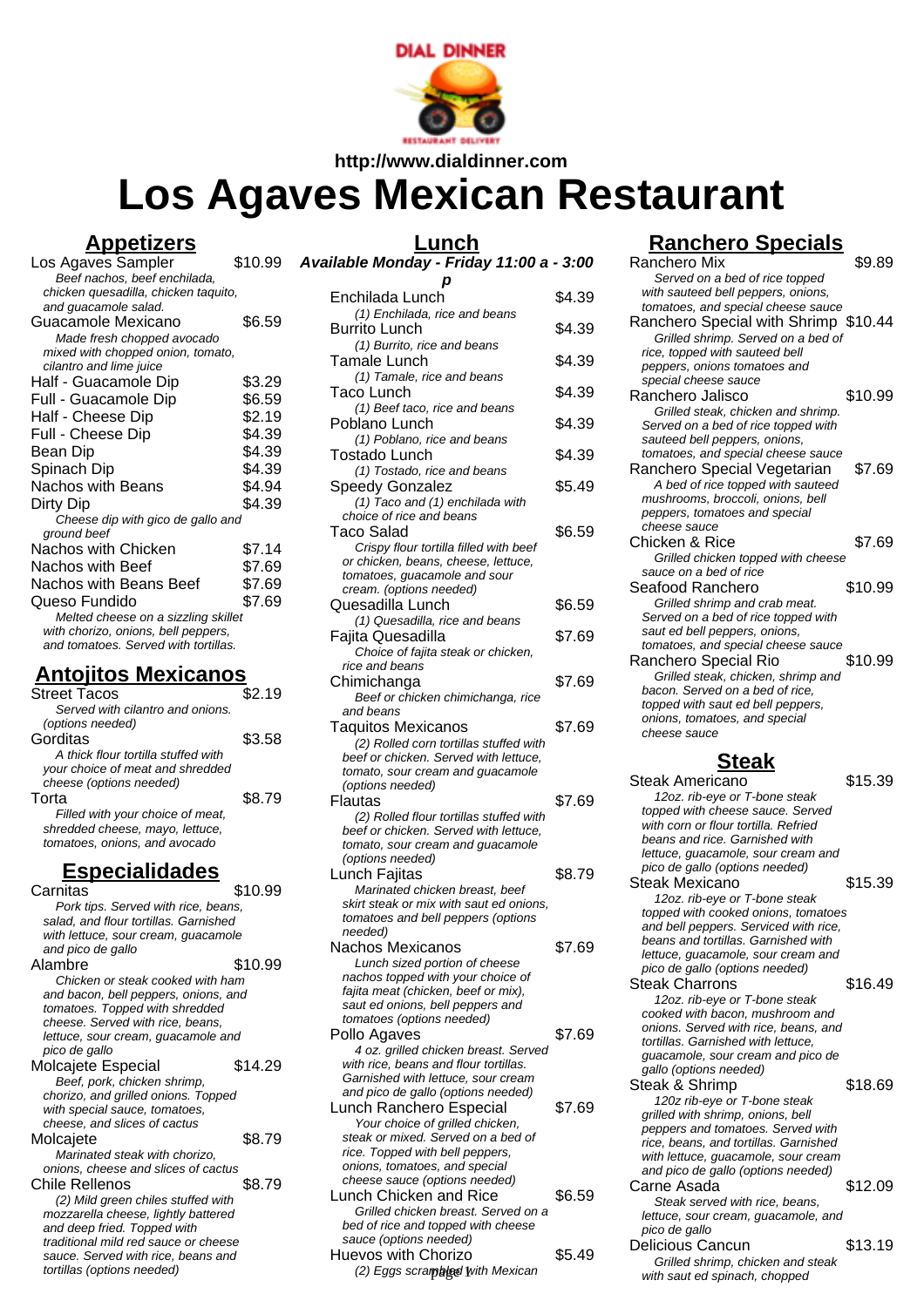http://www.dialdinner.com

# Los Agaves Mexican Restaurant

## Appetizers

**Los Agaves Sampler** — $10.99
*Beef nachos, beef enchilada, chicken quesadilla, chicken taquito, and guacamole salad.*

**Guacamole Mexicano** — $6.59
*Made fresh chopped avocado mixed with chopped onion, tomato, cilantro and lime juice*

**Half - Guacamole Dip** — $3.29

**Full - Guacamole Dip** — $6.59

**Half - Cheese Dip** — $2.19

**Full - Cheese Dip** — $4.39

**Bean Dip** — $4.39

**Spinach Dip** — $4.39

**Nachos with Beans** — $4.94

**Dirty Dip** — $4.39
*Cheese dip with gico de gallo and ground beef*

**Nachos with Chicken** — $7.14

**Nachos with Beef** — $7.69

**Nachos with Beans Beef** — $7.69

**Queso Fundido** — $7.69
*Melted cheese on a sizzling skillet with chorizo, onions, bell peppers, and tomatoes. Served with tortillas.*

## Antojitos Mexicanos

**Street Tacos** — $2.19
*Served with cilantro and onions. (options needed)*

**Gorditas** — $3.58
*A thick flour tortilla stuffed with your choice of meat and shredded cheese (options needed)*

**Torta** — $8.79
*Filled with your choice of meat, shredded cheese, mayo, lettuce, tomatoes, onions, and avocado*

## Especialidades

**Carnitas** — $10.99
*Pork tips. Served with rice, beans, salad, and flour tortillas. Garnished with lettuce, sour cream, guacamole and pico de gallo*

**Alambre** — $10.99
*Chicken or steak cooked with ham and bacon, bell peppers, onions, and tomatoes. Topped with shredded cheese. Served with rice, beans, lettuce, sour cream, guacamole and pico de gallo*

**Molcajete Especial** — $14.29
*Beef, pork, chicken shrimp, chorizo, and grilled onions. Topped with special sauce, tomatoes, cheese, and slices of cactus*

**Molcajete** — $8.79
*Marinated steak with chorizo, onions, cheese and slices of cactus*

**Chile Rellenos** — $8.79
*(2) Mild green chiles stuffed with mozzarella cheese, lightly battered and deep fried. Topped with traditional mild red sauce or cheese sauce. Served with rice, beans and tortillas (options needed)*

## Lunch

***Available Monday - Friday 11:00 a - 3:00 p***

**Enchilada Lunch** — $4.39
*(1) Enchilada, rice and beans*

**Burrito Lunch** — $4.39
*(1) Burrito, rice and beans*

**Tamale Lunch** — $4.39
*(1) Tamale, rice and beans*

**Taco Lunch** — $4.39
*(1) Beef taco, rice and beans*

**Poblano Lunch** — $4.39
*(1) Poblano, rice and beans*

**Tostado Lunch** — $4.39
*(1) Tostado, rice and beans*

**Speedy Gonzalez** — $5.49
*(1) Taco and (1) enchilada with choice of rice and beans*

**Taco Salad** — $6.59
*Crispy flour tortilla filled with beef or chicken, beans, cheese, lettuce, tomatoes, guacamole and sour cream. (options needed)*

**Quesadilla Lunch** — $6.59
*(1) Quesadilla, rice and beans*

**Fajita Quesadilla** — $7.69
*Choice of fajita steak or chicken, rice and beans*

**Chimichanga** — $7.69
*Beef or chicken chimichanga, rice and beans*

**Taquitos Mexicanos** — $7.69
*(2) Rolled corn tortillas stuffed with beef or chicken. Served with lettuce, tomato, sour cream and guacamole (options needed)*

**Flautas** — $7.69
*(2) Rolled flour tortillas stuffed with beef or chicken. Served with lettuce, tomato, sour cream and guacamole (options needed)*

**Lunch Fajitas** — $8.79
*Marinated chicken breast, beef skirt steak or mix with saut ed onions, tomatoes and bell peppers (options needed)*

**Nachos Mexicanos** — $7.69
*Lunch sized portion of cheese nachos topped with your choice of fajita meat (chicken, beef or mix), saut ed onions, bell peppers and tomatoes (options needed)*

**Pollo Agaves** — $7.69
*4 oz. grilled chicken breast. Served with rice, beans and flour tortillas. Garnished with lettuce, sour cream and pico de gallo (options needed)*

**Lunch Ranchero Especial** — $7.69
*Your choice of grilled chicken, steak or mixed. Served on a bed of rice. Topped with bell peppers, onions, tomatoes, and special cheese sauce (options needed)*

**Lunch Chicken and Rice** — $6.59
*Grilled chicken breast. Served on a bed of rice and topped with cheese sauce (options needed)*

**Huevos with Chorizo** — $5.49
*(2) Eggs scrambled with Mexican*

## Ranchero Specials

**Ranchero Mix** — $9.89
*Served on a bed of rice topped with sauteed bell peppers, onions, tomatoes, and special cheese sauce*

**Ranchero Special with Shrimp** — $10.44
*Grilled shrimp. Served on a bed of rice, topped with sauteed bell peppers, onions tomatoes and special cheese sauce*

**Ranchero Jalisco** — $10.99
*Grilled steak, chicken and shrimp. Served on a bed of rice topped with sauteed bell peppers, onions, tomatoes, and special cheese sauce*

**Ranchero Special Vegetarian** — $7.69
*A bed of rice topped with sauteed mushrooms, broccoli, onions, bell peppers, tomatoes and special cheese sauce*

**Chicken & Rice** — $7.69
*Grilled chicken topped with cheese sauce on a bed of rice*

**Seafood Ranchero** — $10.99
*Grilled shrimp and crab meat. Served on a bed of rice topped with saut ed bell peppers, onions, tomatoes, and special cheese sauce*

**Ranchero Special Rio** — $10.99
*Grilled steak, chicken, shrimp and bacon. Served on a bed of rice, topped with saut ed bell peppers, onions, tomatoes, and special cheese sauce*

## Steak

**Steak Americano** — $15.39
*12oz. rib-eye or T-bone steak topped with cheese sauce. Served with corn or flour tortilla. Refried beans and rice. Garnished with lettuce, guacamole, sour cream and pico de gallo (options needed)*

**Steak Mexicano** — $15.39
*12oz. rib-eye or T-bone steak topped with cooked onions, tomatoes and bell peppers. Serviced with rice, beans and tortillas. Garnished with lettuce, guacamole, sour cream and pico de gallo (options needed)*

**Steak Charrons** — $16.49
*12oz. rib-eye or T-bone steak cooked with bacon, mushroom and onions. Served with rice, beans, and tortillas. Garnished with lettuce, guacamole, sour cream and pico de gallo (options needed)*

**Steak & Shrimp** — $18.69
*120z rib-eye or T-bone steak grilled with shrimp, onions, bell peppers and tomatoes. Served with rice, beans, and tortillas. Garnished with lettuce, guacamole, sour cream and pico de gallo (options needed)*

**Carne Asada** — $12.09
*Steak served with rice, beans, lettuce, sour cream, guacamole, and pico de gallo*

**Delicious Cancun** — $13.19
*Grilled shrimp, chicken and steak with saut ed spinach, chopped*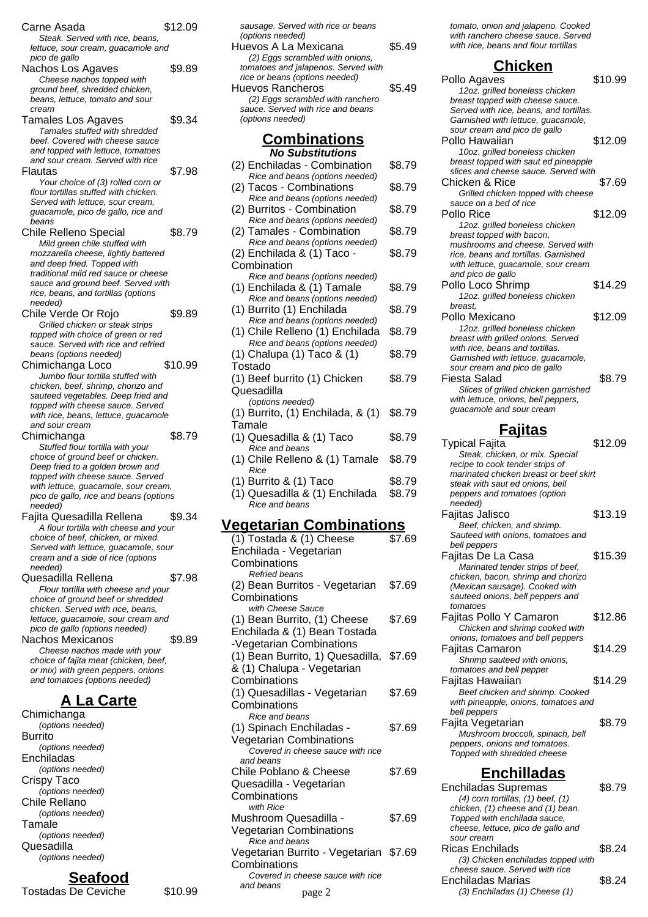Carne Asada $12.09
*Steak. Served with rice, beans, lettuce, sour cream, guacamole and pico de gallo*

Nachos Los Agaves $9.89
*Cheese nachos topped with ground beef, shredded chicken, beans, lettuce, tomato and sour cream*

Tamales Los Agaves $9.34
*Tamales stuffed with shredded beef. Covered with cheese sauce and topped with lettuce, tomatoes and sour cream. Served with rice*

Flautas $7.98
*Your choice of (3) rolled corn or flour tortillas stuffed with chicken. Served with lettuce, sour cream, guacamole, pico de gallo, rice and beans*

Chile Relleno Special $8.79
*Mild green chile stuffed with mozzarella cheese, lightly battered and deep fried. Topped with traditional mild red sauce or cheese sauce and ground beef. Served with rice, beans, and tortillas (options needed)*

Chile Verde Or Rojo $9.89
*Grilled chicken or steak strips topped with choice of green or red sauce. Served with rice and refried beans (options needed)*

Chimichanga Loco $10.99
*Jumbo flour tortilla stuffed with chicken, beef, shrimp, chorizo and sauteed vegetables. Deep fried and topped with cheese sauce. Served with rice, beans, lettuce, guacamole and sour cream*

Chimichanga $8.79
*Stuffed flour tortilla with your choice of ground beef or chicken. Deep fried to a golden brown and topped with cheese sauce. Served with lettuce, guacamole, sour cream, pico de gallo, rice and beans (options needed)*

Fajita Quesadilla Rellena $9.34
*A flour tortilla with cheese and your choice of beef, chicken, or mixed. Served with lettuce, guacamole, sour cream and a side of rice (options needed)*

Quesadilla Rellena $7.98
*Flour tortilla with cheese and your choice of ground beef or shredded chicken. Served with rice, beans, lettuce, guacamole, sour cream and pico de gallo (options needed)*

Nachos Mexicanos $9.89
*Cheese nachos made with your choice of fajita meat (chicken, beef, or mix) with green peppers, onions and tomatoes (options needed)*

## A La Carte

Chimichanga
*(options needed)*

Burrito
*(options needed)*

Enchiladas
*(options needed)*

Crispy Taco
*(options needed)*

Chile Rellano
*(options needed)*

Tamale
*(options needed)*

Quesadilla
*(options needed)*

## Seafood

Tostadas De Ceviche $10.99
*sausage. Served with rice or beans (options needed)*

Huevos A La Mexicana $5.49
*(2) Eggs scrambled with onions, tomatoes and jalapenos. Served with rice or beans (options needed)*

Huevos Rancheros $5.49
*(2) Eggs scrambled with ranchero sauce. Served with rice and beans (options needed)*

## Combinations

***No Substitutions***

(2) Enchiladas - Combination $8.79
*Rice and beans (options needed)*

(2) Tacos - Combinations $8.79
*Rice and beans (options needed)*

(2) Burritos - Combination $8.79
*Rice and beans (options needed)*

(2) Tamales - Combination $8.79
*Rice and beans (options needed)*

(2) Enchilada & (1) Taco - Combination $8.79
*Rice and beans (options needed)*

(1) Enchilada & (1) Tamale $8.79
*Rice and beans (options needed)*

(1) Burrito (1) Enchilada $8.79
*Rice and beans (options needed)*

(1) Chile Relleno (1) Enchilada $8.79
*Rice and beans (options needed)*

(1) Chalupa (1) Taco & (1) Tostado $8.79

(1) Beef burrito (1) Chicken Quesadilla $8.79
*(options needed)*

(1) Burrito, (1) Enchilada, & (1) Tamale $8.79

(1) Quesadilla & (1) Taco $8.79
*Rice and beans*

(1) Chile Relleno & (1) Tamale $8.79
*Rice*

(1) Burrito & (1) Taco $8.79

(1) Quesadilla & (1) Enchilada $8.79
*Rice and beans*

## Vegetarian Combinations

(1) Tostada & (1) Cheese Enchilada - Vegetarian Combinations $7.69
*Refried beans*

(2) Bean Burritos - Vegetarian Combinations $7.69
*with Cheese Sauce*

(1) Bean Burrito, (1) Cheese Enchilada & (1) Bean Tostada -Vegetarian Combinations $7.69

(1) Bean Burrito, 1) Quesadilla, & (1) Chalupa - Vegetarian Combinations $7.69

(1) Quesadillas - Vegetarian Combinations $7.69
*Rice and beans*

(1) Spinach Enchiladas - Vegetarian Combinations $7.69
*Covered in cheese sauce with rice and beans*

Chile Poblano & Cheese Quesadilla - Vegetarian Combinations $7.69
*with Rice*

Mushroom Quesadilla - Vegetarian Combinations $7.69
*Rice and beans*

Vegetarian Burrito - Vegetarian Combinations $7.69
*Covered in cheese sauce with rice and beans*

*tomato, onion and jalapeno. Cooked with ranchero cheese sauce. Served with rice, beans and flour tortillas*

## Chicken

Pollo Agaves $10.99
*12oz. grilled boneless chicken breast topped with cheese sauce. Served with rice, beans, and tortillas. Garnished with lettuce, guacamole, sour cream and pico de gallo*

Pollo Hawaiian $12.09
*10oz. grilled boneless chicken breast topped with saut ed pineapple slices and cheese sauce. Served with*

Chicken & Rice $7.69
*Grilled chicken topped with cheese sauce on a bed of rice*

Pollo Rice $12.09
*12oz. grilled boneless chicken breast topped with bacon, mushrooms and cheese. Served with rice, beans and tortillas. Garnished with lettuce, guacamole, sour cream and pico de gallo*

Pollo Loco Shrimp $14.29
*12oz. grilled boneless chicken breast,*

Pollo Mexicano $12.09
*12oz. grilled boneless chicken breast with grilled onions. Served with rice, beans and tortillas. Garnished with lettuce, guacamole, sour cream and pico de gallo*

Fiesta Salad $8.79
*Slices of grilled chicken garnished with lettuce, onions, bell peppers, guacamole and sour cream*

## Fajitas

Typical Fajita $12.09
*Steak, chicken, or mix. Special recipe to cook tender strips of marinated chicken breast or beef skirt steak with saut ed onions, bell peppers and tomatoes (option needed)*

Fajitas Jalisco $13.19
*Beef, chicken, and shrimp. Sauteed with onions, tomatoes and bell peppers*

Fajitas De La Casa $15.39
*Marinated tender strips of beef, chicken, bacon, shrimp and chorizo (Mexican sausage). Cooked with sauteed onions, bell peppers and tomatoes*

Fajitas Pollo Y Camaron $12.86
*Chicken and shrimp cooked with onions, tomatoes and bell peppers*

Fajitas Camaron $14.29
*Shrimp sauteed with onions, tomatoes and bell pepper*

Fajitas Hawaiian $14.29
*Beef chicken and shrimp. Cooked with pineapple, onions, tomatoes and bell peppers*

Fajita Vegetarian $8.79
*Mushroom broccoli, spinach, bell peppers, onions and tomatoes. Topped with shredded cheese*

## Enchilladas

Enchiladas Supremas $8.79
*(4) corn tortillas, (1) beef, (1) chicken, (1) cheese and (1) bean. Topped with enchilada sauce, cheese, lettuce, pico de gallo and sour cream*

Ricas Enchilads $8.24
*(3) Chicken enchiladas topped with cheese sauce. Served with rice*

Enchiladas Marias $8.24
*(3) Enchiladas (1) Cheese (1)*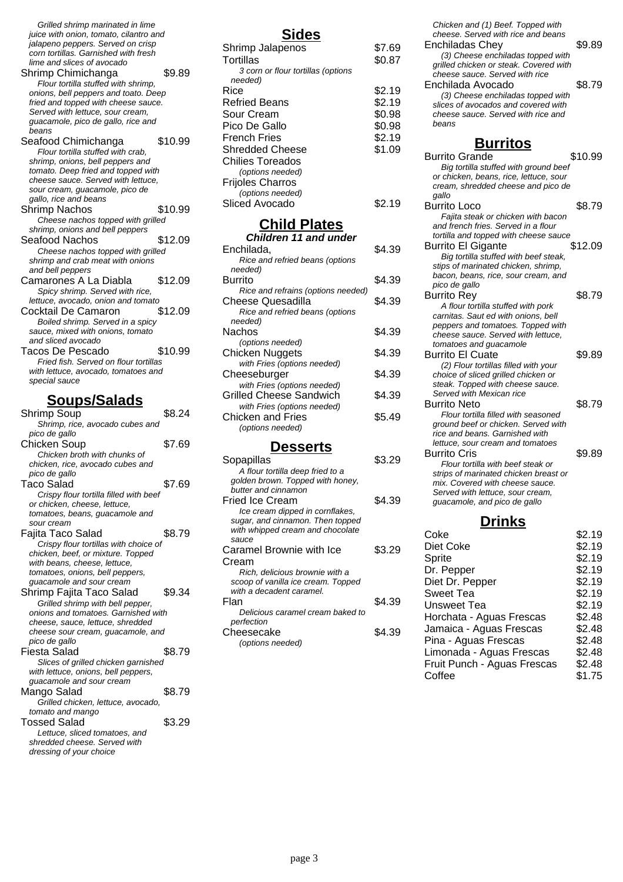*Grilled shrimp marinated in lime juice with onion, tomato, cilantro and jalapeno peppers. Served on crisp corn tortillas. Garnished with fresh lime and slices of avocado*

Shrimp Chimichanga $9.89
*Flour tortilla stuffed with shrimp, onions, bell peppers and toato. Deep fried and topped with cheese sauce. Served with lettuce, sour cream, guacamole, pico de gallo, rice and beans*

Seafood Chimichanga $10.99
*Flour tortilla stuffed with crab, shrimp, onions, bell peppers and tomato. Deep fried and topped with cheese sauce. Served with lettuce, sour cream, guacamole, pico de gallo, rice and beans*

Shrimp Nachos $10.99
*Cheese nachos topped with grilled shrimp, onions and bell peppers*

Seafood Nachos $12.09
*Cheese nachos topped with grilled shrimp and crab meat with onions and bell peppers*

Camarones A La Diabla $12.09
*Spicy shrimp. Served with rice, lettuce, avocado, onion and tomato*

Cocktail De Camaron $12.09
*Boiled shrimp. Served in a spicy sauce, mixed with onions, tomato and sliced avocado*

Tacos De Pescado $10.99
*Fried fish. Served on flour tortillas with lettuce, avocado, tomatoes and special sauce*

## Soups/Salads

Shrimp Soup $8.24
*Shrimp, rice, avocado cubes and pico de gallo*

Chicken Soup $7.69
*Chicken broth with chunks of chicken, rice, avocado cubes and pico de gallo*

Taco Salad $7.69
*Crispy flour tortilla filled with beef or chicken, cheese, lettuce, tomatoes, beans, guacamole and sour cream*

Fajita Taco Salad $8.79
*Crispy flour tortillas with choice of chicken, beef, or mixture. Topped with beans, cheese, lettuce, tomatoes, onions, bell peppers, guacamole and sour cream*

Shrimp Fajita Taco Salad $9.34
*Grilled shrimp with bell pepper, onions and tomatoes. Garnished with cheese, sauce, lettuce, shredded cheese sour cream, guacamole, and pico de gallo*

Fiesta Salad $8.79
*Slices of grilled chicken garnished with lettuce, onions, bell peppers, guacamole and sour cream*

Mango Salad $8.79
*Grilled chicken, lettuce, avocado, tomato and mango*

Tossed Salad $3.29
*Lettuce, sliced tomatoes, and shredded cheese. Served with dressing of your choice*

## Sides

Shrimp Jalapenos $7.69

Tortillas $0.87
*3 corn or flour tortillas (options needed)*

Rice $2.19

Refried Beans $2.19

Sour Cream $0.98

Pico De Gallo $0.98

French Fries $2.19

Shredded Cheese $1.09

Chilies Toreados
*(options needed)*

Frijoles Charros
*(options needed)*

Sliced Avocado $2.19

## Child Plates

**Children 11 and under**

Enchilada, $4.39
*Rice and refried beans (options needed)*

Burrito $4.39
*Rice and refrains (options needed)*

Cheese Quesadilla $4.39
*Rice and refried beans (options needed)*

Nachos $4.39
*(options needed)*

Chicken Nuggets $4.39
*with Fries (options needed)*

Cheeseburger $4.39
*with Fries (options needed)*

Grilled Cheese Sandwich $4.39
*with Fries (options needed)*

Chicken and Fries $5.49
*(options needed)*

## Desserts

Sopapillas $3.29
*A flour tortilla deep fried to a golden brown. Topped with honey, butter and cinnamon*

Fried Ice Cream $4.39
*Ice cream dipped in cornflakes, sugar, and cinnamon. Then topped with whipped cream and chocolate sauce*

Caramel Brownie with Ice Cream $3.29
*Rich, delicious brownie with a scoop of vanilla ice cream. Topped with a decadent caramel.*

Flan $4.39
*Delicious caramel cream baked to perfection*

Cheesecake $4.39
*(options needed)*

*Chicken and (1) Beef. Topped with cheese. Served with rice and beans*

Enchiladas Chey $9.89
*(3) Cheese enchiladas topped with grilled chicken or steak. Covered with cheese sauce. Served with rice*

Enchilada Avocado $8.79
*(3) Cheese enchiladas topped with slices of avocados and covered with cheese sauce. Served with rice and beans*

## Burritos

Burrito Grande $10.99
*Big tortilla stuffed with ground beef or chicken, beans, rice, lettuce, sour cream, shredded cheese and pico de gallo*

Burrito Loco $8.79
*Fajita steak or chicken with bacon and french fries. Served in a flour tortilla and topped with cheese sauce*

Burrito El Gigante $12.09
*Big tortilla stuffed with beef steak, stips of marinated chicken, shrimp, bacon, beans, rice, sour cream, and pico de gallo*

Burrito Rey $8.79
*A flour tortilla stuffed with pork carnitas. Saut ed with onions, bell peppers and tomatoes. Topped with cheese sauce. Served with lettuce, tomatoes and guacamole*

Burrito El Cuate $9.89
*(2) Flour tortillas filled with your choice of sliced grilled chicken or steak. Topped with cheese sauce. Served with Mexican rice*

Burrito Neto $8.79
*Flour tortilla filled with seasoned ground beef or chicken. Served with rice and beans. Garnished with lettuce, sour cream and tomatoes*

Burrito Cris $9.89
*Flour tortilla with beef steak or strips of marinated chicken breast or mix. Covered with cheese sauce. Served with lettuce, sour cream, guacamole, and pico de gallo*

## Drinks

| | |
|---|---|
| Coke | $2.19 |
| Diet Coke | $2.19 |
| Sprite | $2.19 |
| Dr. Pepper | $2.19 |
| Diet Dr. Pepper | $2.19 |
| Sweet Tea | $2.19 |
| Unsweet Tea | $2.19 |
| Horchata - Aguas Frescas | $2.48 |
| Jamaica - Aguas Frescas | $2.48 |
| Pina - Aguas Frescas | $2.48 |
| Limonada - Aguas Frescas | $2.48 |
| Fruit Punch - Aguas Frescas | $2.48 |
| Coffee | $1.75 |